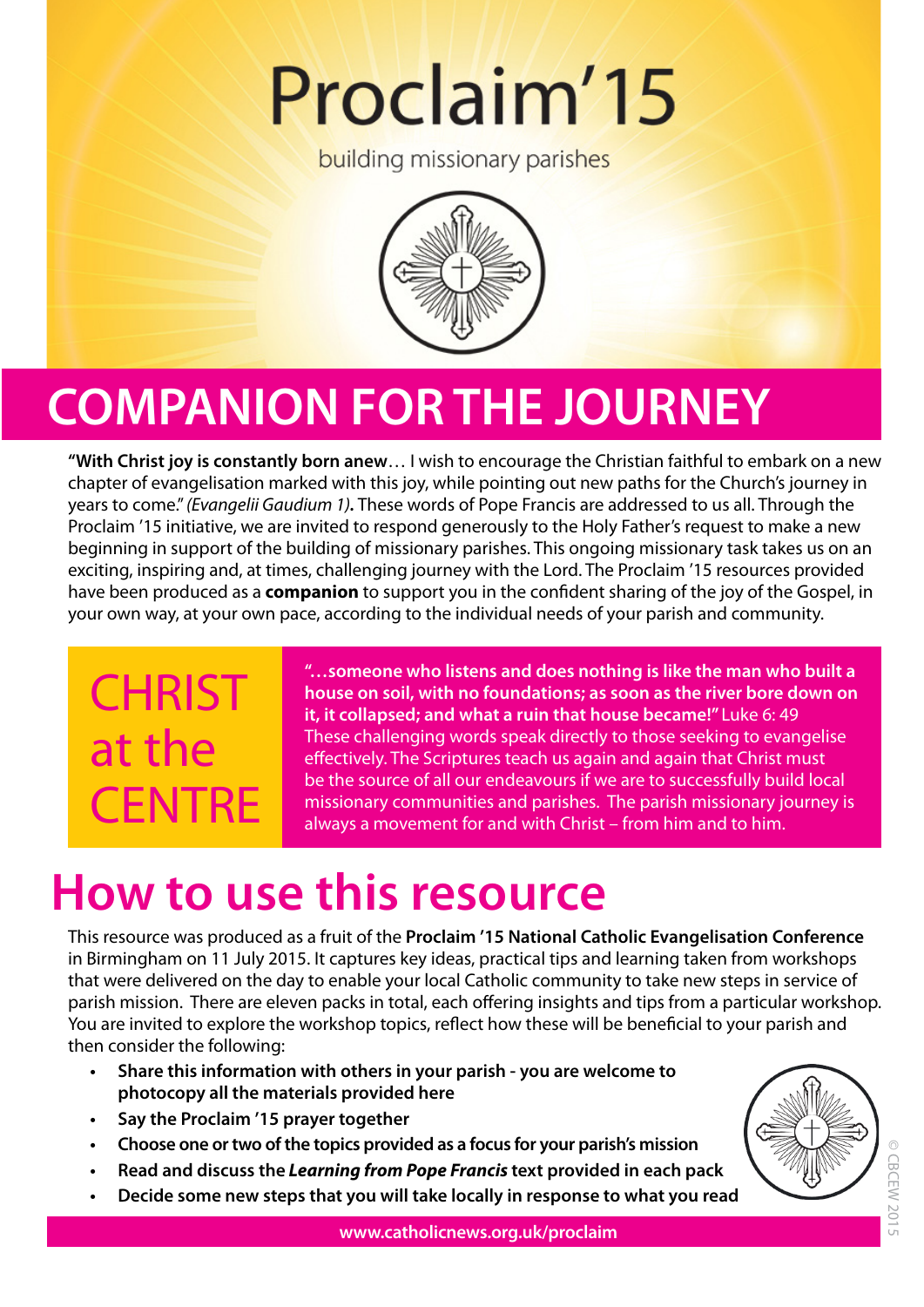# Proclaim'15

building missionary parishes

# COMPANION FOR THE JOURNEY

**"With Christ joy is constantly born anew**… I wish to encourage the Christian faithful to embark on a new chapter of evangelisation marked with this joy, while pointing out new paths for the Church's journey in years to come." *(Evangelii Gaudium 1)***.** These words of Pope Francis are addressed to us all. Through the Proclaim '15 initiative, we are invited to respond generously to the Holy Father's request to make a new beginning in support of the building of missionary parishes. This ongoing missionary task takes us on an exciting, inspiring and, at times, challenging journey with the Lord. The Proclaim '15 resources provided have been produced as a **companion** to support you in the confident sharing of the joy of the Gospel, in your own way, at your own pace, according to the individual needs of your parish and community.

## CHRIST at the CENTRE

**"…someone who listens and does nothing is like the man who built a house on soil, with no foundations; as soon as the river bore down on it, it collapsed; and what a ruin that house became!"** Luke 6: 49
These challenging words speak directly to those seeking to evangelise effectively. The Scriptures teach us again and again that Christ must be the source of all our endeavours if we are to successfully build local missionary communities and parishes. The parish missionary journey is always a movement for and with Christ – from him and to him.

# How to use this resource

This resource was produced as a fruit of the **Proclaim '15 National Catholic Evangelisation Conference** in Birmingham on 11 July 2015. It captures key ideas, practical tips and learning taken from workshops that were delivered on the day to enable your local Catholic community to take new steps in service of parish mission. There are eleven packs in total, each offering insights and tips from a particular workshop. You are invited to explore the workshop topics, reflect how these will be beneficial to your parish and then consider the following:

- **Share this information with others in your parish - you are welcome to photocopy all the materials provided here**
- **Say the Proclaim '15 prayer together**
- **Choose one or two of the topics provided as a focus for your parish's mission**
- **Read and discuss the *Learning from Pope Francis* text provided in each pack**
- **Decide some new steps that you will take locally in response to what you read**

www.catholicnews.org.uk/proclaim

© CBCEW 2015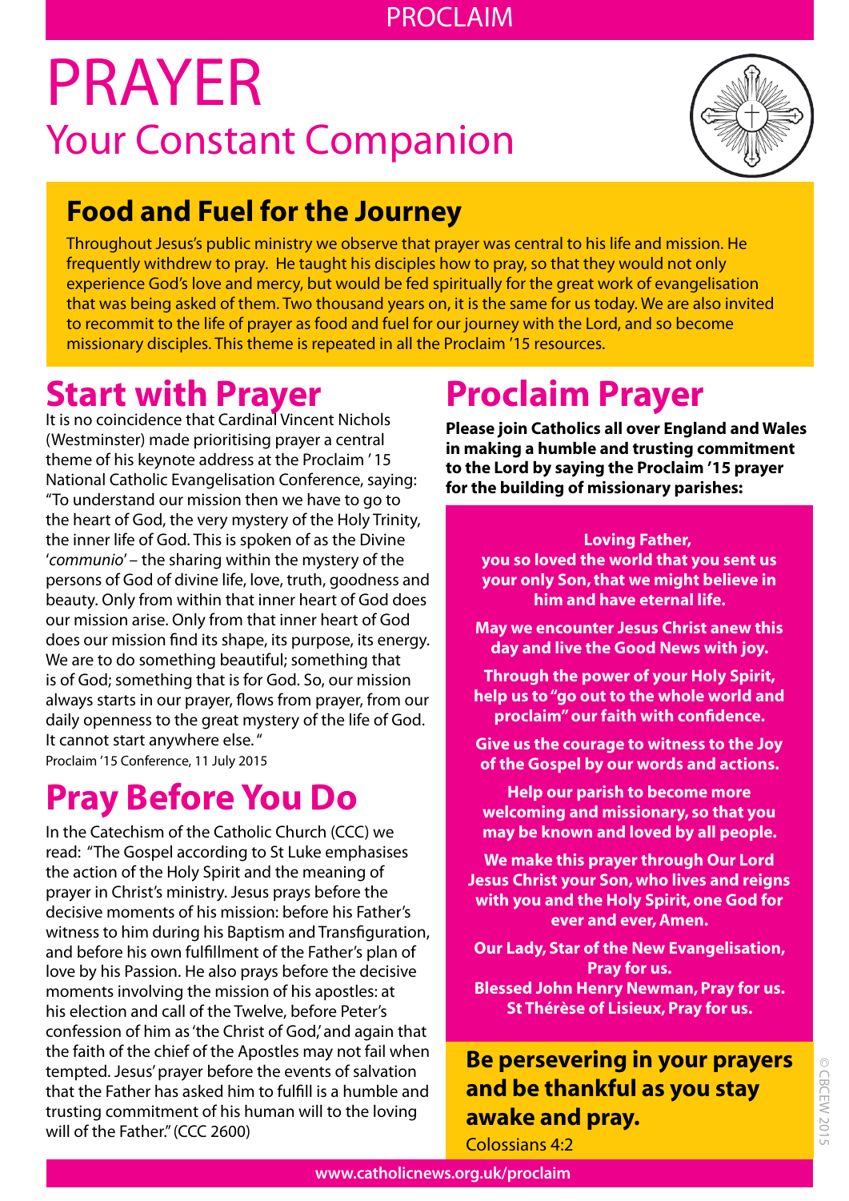PROCLAIM

# PRAYER

## Your Constant Companion

## Food and Fuel for the Journey

Throughout Jesus's public ministry we observe that prayer was central to his life and mission. He frequently withdrew to pray. He taught his disciples how to pray, so that they would not only experience God's love and mercy, but would be fed spiritually for the great work of evangelisation that was being asked of them. Two thousand years on, it is the same for us today. We are also invited to recommit to the life of prayer as food and fuel for our journey with the Lord, and so become missionary disciples. This theme is repeated in all the Proclaim '15 resources.

## Start with Prayer

It is no coincidence that Cardinal Vincent Nichols (Westminster) made prioritising prayer a central theme of his keynote address at the Proclaim '15 National Catholic Evangelisation Conference, saying: "To understand our mission then we have to go to the heart of God, the very mystery of the Holy Trinity, the inner life of God. This is spoken of as the Divine '*communio*' – the sharing within the mystery of the persons of God of divine life, love, truth, goodness and beauty. Only from within that inner heart of God does our mission arise. Only from that inner heart of God does our mission find its shape, its purpose, its energy. We are to do something beautiful; something that is of God; something that is for God. So, our mission always starts in our prayer, flows from prayer, from our daily openness to the great mystery of the life of God. It cannot start anywhere else."

Proclaim '15 Conference, 11 July 2015

## Pray Before You Do

In the Catechism of the Catholic Church (CCC) we read: "The Gospel according to St Luke emphasises the action of the Holy Spirit and the meaning of prayer in Christ's ministry. Jesus prays before the decisive moments of his mission: before his Father's witness to him during his Baptism and Transfiguration, and before his own fulfillment of the Father's plan of love by his Passion. He also prays before the decisive moments involving the mission of his apostles: at his election and call of the Twelve, before Peter's confession of him as 'the Christ of God,' and again that the faith of the chief of the Apostles may not fail when tempted. Jesus' prayer before the events of salvation that the Father has asked him to fulfill is a humble and trusting commitment of his human will to the loving will of the Father." (CCC 2600)

## Proclaim Prayer

**Please join Catholics all over England and Wales in making a humble and trusting commitment to the Lord by saying the Proclaim '15 prayer for the building of missionary parishes:**

**Loving Father,
you so loved the world that you sent us your only Son, that we might believe in him and have eternal life.**

**May we encounter Jesus Christ anew this day and live the Good News with joy.**

**Through the power of your Holy Spirit, help us to "go out to the whole world and proclaim" our faith with confidence.**

**Give us the courage to witness to the Joy of the Gospel by our words and actions.**

**Help our parish to become more welcoming and missionary, so that you may be known and loved by all people.**

**We make this prayer through Our Lord Jesus Christ your Son, who lives and reigns with you and the Holy Spirit, one God for ever and ever, Amen.**

**Our Lady, Star of the New Evangelisation, Pray for us.
Blessed John Henry Newman, Pray for us.
St Thérèse of Lisieux, Pray for us.**

**Be persevering in your prayers and be thankful as you stay awake and pray.**

Colossians 4:2

www.catholicnews.org.uk/proclaim

© CBCEW 2015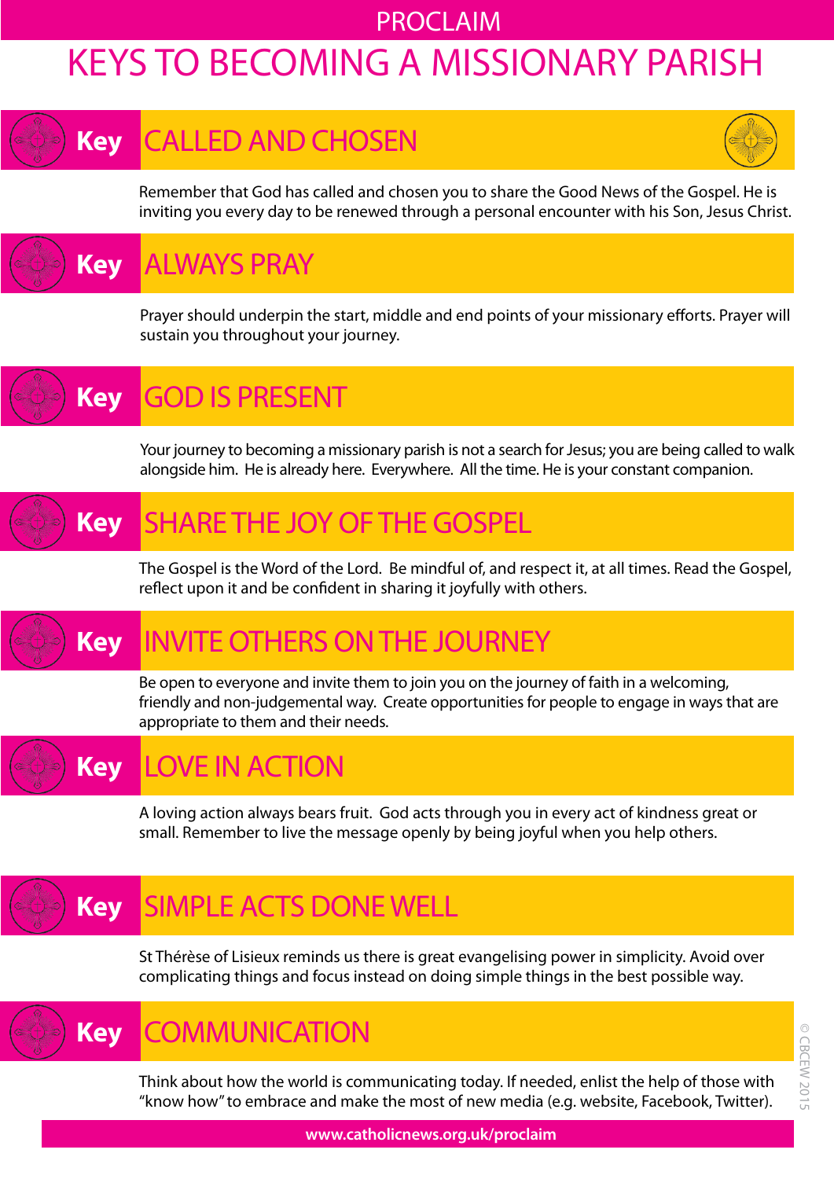PROCLAIM

# KEYS TO BECOMING A MISSIONARY PARISH

## Key CALLED AND CHOSEN

Remember that God has called and chosen you to share the Good News of the Gospel. He is inviting you every day to be renewed through a personal encounter with his Son, Jesus Christ.

## Key ALWAYS PRAY

Prayer should underpin the start, middle and end points of your missionary efforts. Prayer will sustain you throughout your journey.

## Key GOD IS PRESENT

Your journey to becoming a missionary parish is not a search for Jesus; you are being called to walk alongside him. He is already here. Everywhere. All the time. He is your constant companion.

## Key SHARE THE JOY OF THE GOSPEL

The Gospel is the Word of the Lord. Be mindful of, and respect it, at all times. Read the Gospel, reflect upon it and be confident in sharing it joyfully with others.

## Key INVITE OTHERS ON THE JOURNEY

Be open to everyone and invite them to join you on the journey of faith in a welcoming, friendly and non-judgemental way. Create opportunities for people to engage in ways that are appropriate to them and their needs.

## Key LOVE IN ACTION

A loving action always bears fruit. God acts through you in every act of kindness great or small. Remember to live the message openly by being joyful when you help others.

## Key SIMPLE ACTS DONE WELL

St Thérèse of Lisieux reminds us there is great evangelising power in simplicity. Avoid over complicating things and focus instead on doing simple things in the best possible way.

## Key COMMUNICATION

Think about how the world is communicating today. If needed, enlist the help of those with "know how" to embrace and make the most of new media (e.g. website, Facebook, Twitter).

© CBCEW 2015

www.catholicnews.org.uk/proclaim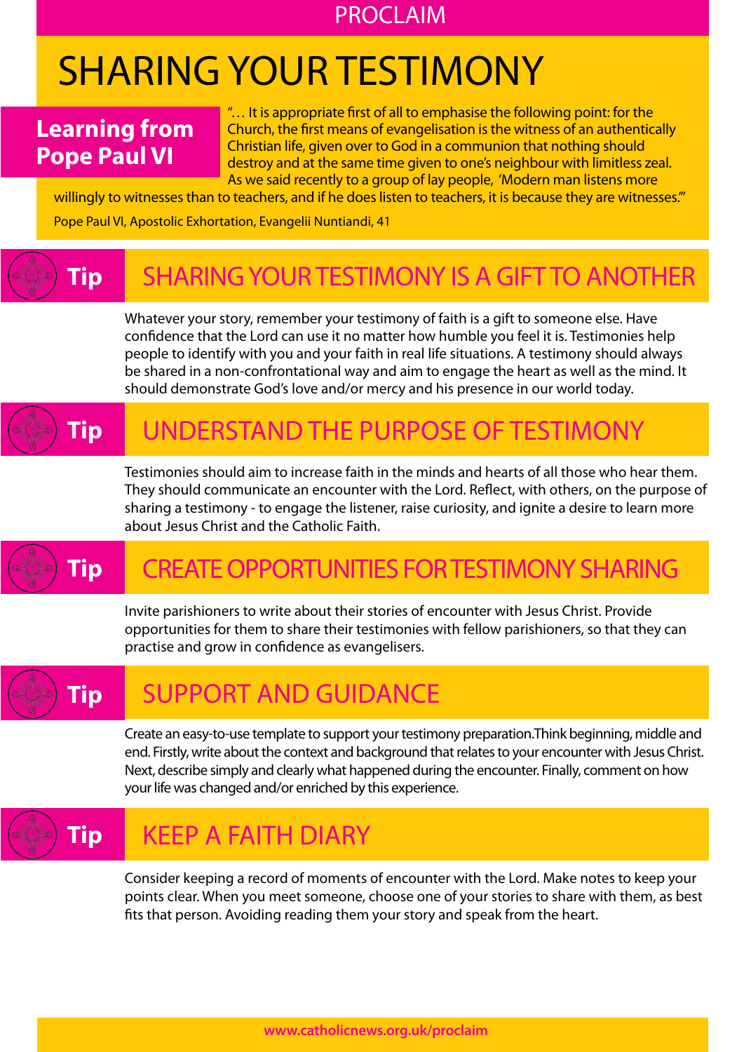PROCLAIM

# SHARING YOUR TESTIMONY

## Learning from Pope Paul VI

"… It is appropriate first of all to emphasise the following point: for the Church, the first means of evangelisation is the witness of an authentically Christian life, given over to God in a communion that nothing should destroy and at the same time given to one's neighbour with limitless zeal. As we said recently to a group of lay people, 'Modern man listens more willingly to witnesses than to teachers, and if he does listen to teachers, it is because they are witnesses.'"

Pope Paul VI, Apostolic Exhortation, Evangelii Nuntiandi, 41

## Tip: SHARING YOUR TESTIMONY IS A GIFT TO ANOTHER

Whatever your story, remember your testimony of faith is a gift to someone else. Have confidence that the Lord can use it no matter how humble you feel it is. Testimonies help people to identify with you and your faith in real life situations. A testimony should always be shared in a non-confrontational way and aim to engage the heart as well as the mind. It should demonstrate God's love and/or mercy and his presence in our world today.

## Tip: UNDERSTAND THE PURPOSE OF TESTIMONY

Testimonies should aim to increase faith in the minds and hearts of all those who hear them. They should communicate an encounter with the Lord. Reflect, with others, on the purpose of sharing a testimony - to engage the listener, raise curiosity, and ignite a desire to learn more about Jesus Christ and the Catholic Faith.

## Tip: CREATE OPPORTUNITIES FOR TESTIMONY SHARING

Invite parishioners to write about their stories of encounter with Jesus Christ. Provide opportunities for them to share their testimonies with fellow parishioners, so that they can practise and grow in confidence as evangelisers.

## Tip: SUPPORT AND GUIDANCE

Create an easy-to-use template to support your testimony preparation.Think beginning, middle and end. Firstly, write about the context and background that relates to your encounter with Jesus Christ. Next, describe simply and clearly what happened during the encounter. Finally, comment on how your life was changed and/or enriched by this experience.

## Tip: KEEP A FAITH DIARY

Consider keeping a record of moments of encounter with the Lord. Make notes to keep your points clear. When you meet someone, choose one of your stories to share with them, as best fits that person. Avoiding reading them your story and speak from the heart.

www.catholicnews.org.uk/proclaim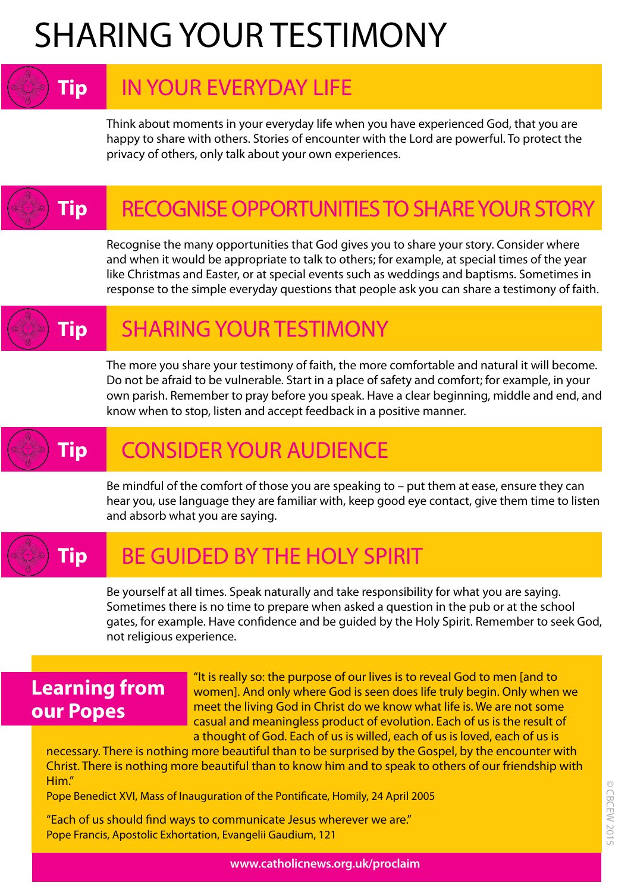# SHARING YOUR TESTIMONY

## Tip — IN YOUR EVERYDAY LIFE

Think about moments in your everyday life when you have experienced God, that you are happy to share with others. Stories of encounter with the Lord are powerful. To protect the privacy of others, only talk about your own experiences.

## Tip — RECOGNISE OPPORTUNITIES TO SHARE YOUR STORY

Recognise the many opportunities that God gives you to share your story. Consider where and when it would be appropriate to talk to others; for example, at special times of the year like Christmas and Easter, or at special events such as weddings and baptisms. Sometimes in response to the simple everyday questions that people ask you can share a testimony of faith.

## Tip — SHARING YOUR TESTIMONY

The more you share your testimony of faith, the more comfortable and natural it will become. Do not be afraid to be vulnerable. Start in a place of safety and comfort; for example, in your own parish. Remember to pray before you speak. Have a clear beginning, middle and end, and know when to stop, listen and accept feedback in a positive manner.

## Tip — CONSIDER YOUR AUDIENCE

Be mindful of the comfort of those you are speaking to – put them at ease, ensure they can hear you, use language they are familiar with, keep good eye contact, give them time to listen and absorb what you are saying.

## Tip — BE GUIDED BY THE HOLY SPIRIT

Be yourself at all times. Speak naturally and take responsibility for what you are saying. Sometimes there is no time to prepare when asked a question in the pub or at the school gates, for example. Have confidence and be guided by the Holy Spirit. Remember to seek God, not religious experience.

## Learning from our Popes

"It is really so: the purpose of our lives is to reveal God to men [and to women]. And only where God is seen does life truly begin. Only when we meet the living God in Christ do we know what life is. We are not some casual and meaningless product of evolution. Each of us is the result of a thought of God. Each of us is willed, each of us is loved, each of us is necessary. There is nothing more beautiful than to be surprised by the Gospel, by the encounter with Christ. There is nothing more beautiful than to know him and to speak to others of our friendship with Him."

Pope Benedict XVI, Mass of Inauguration of the Pontificate, Homily, 24 April 2005

"Each of us should find ways to communicate Jesus wherever we are."

Pope Francis, Apostolic Exhortation, Evangelii Gaudium, 121

www.catholicnews.org.uk/proclaim

© CBCEW 2015